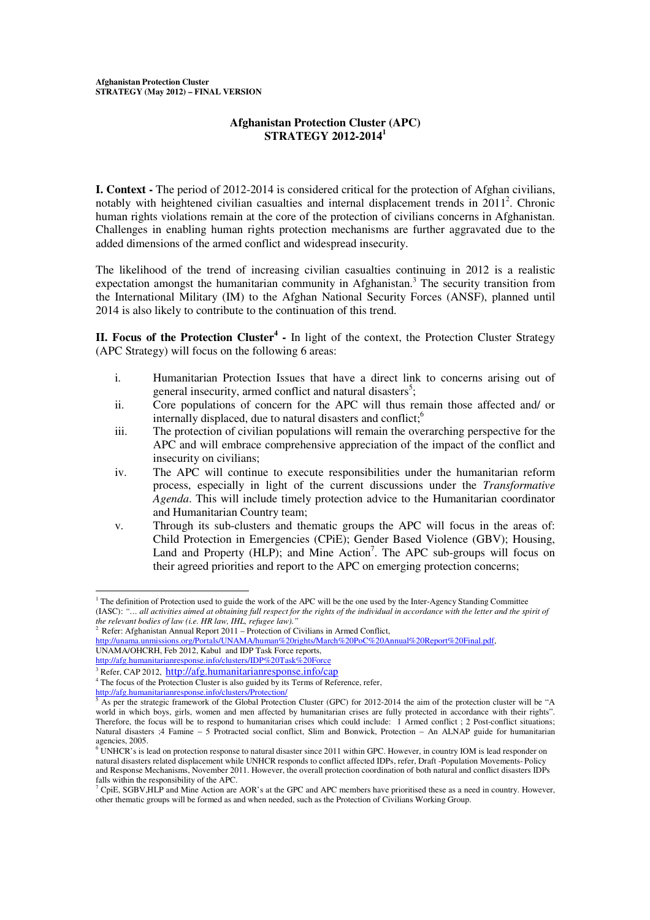# Afghanistan Protection Cluster (APC) STRATEGY 2012-2014[1]

**I. Context -** The period of 2012-2014 is considered critical for the protection of Afghan civilians, notably with heightened civilian casualties and internal displacement trends in 2011[2]. Chronic human rights violations remain at the core of the protection of civilians concerns in Afghanistan. Challenges in enabling human rights protection mechanisms are further aggravated due to the added dimensions of the armed conflict and widespread insecurity.

The likelihood of the trend of increasing civilian casualties continuing in 2012 is a realistic expectation amongst the humanitarian community in Afghanistan.[3] The security transition from the International Military (IM) to the Afghan National Security Forces (ANSF), planned until 2014 is also likely to contribute to the continuation of this trend.

**II. Focus of the Protection Cluster[4] -** In light of the context, the Protection Cluster Strategy (APC Strategy) will focus on the following 6 areas:

i. Humanitarian Protection Issues that have a direct link to concerns arising out of general insecurity, armed conflict and natural disasters[5];

ii. Core populations of concern for the APC will thus remain those affected and/ or internally displaced, due to natural disasters and conflict;[6]

iii. The protection of civilian populations will remain the overarching perspective for the APC and will embrace comprehensive appreciation of the impact of the conflict and insecurity on civilians;

iv. The APC will continue to execute responsibilities under the humanitarian reform process, especially in light of the current discussions under the *Transformative Agenda*. This will include timely protection advice to the Humanitarian coordinator and Humanitarian Country team;

v. Through its sub-clusters and thematic groups the APC will focus in the areas of: Child Protection in Emergencies (CPiE); Gender Based Violence (GBV); Housing, Land and Property (HLP); and Mine Action[7]. The APC sub-groups will focus on their agreed priorities and report to the APC on emerging protection concerns;

---

[1] The definition of Protection used to guide the work of the APC will be the one used by the Inter-Agency Standing Committee (IASC): *"… all activities aimed at obtaining full respect for the rights of the individual in accordance with the letter and the spirit of the relevant bodies of law (i.e. HR law, IHL, refugee law)."*

[2] Refer: Afghanistan Annual Report 2011 – Protection of Civilians in Armed Conflict, http://unama.unmissions.org/Portals/UNAMA/human%20rights/March%20PoC%20Annual%20Report%20Final.pdf, UNAMA/OHCRH, Feb 2012, Kabul and IDP Task Force reports, http://afg.humanitarianresponse.info/clusters/IDP%20Task%20Force

[3] Refer, CAP 2012, http://afg.humanitarianresponse.info/cap

[4] The focus of the Protection Cluster is also guided by its Terms of Reference, refer, http://afg.humanitarianresponse.info/clusters/Protection/

[5] As per the strategic framework of the Global Protection Cluster (GPC) for 2012-2014 the aim of the protection cluster will be "A world in which boys, girls, women and men affected by humanitarian crises are fully protected in accordance with their rights". Therefore, the focus will be to respond to humanitarian crises which could include: 1 Armed conflict ; 2 Post-conflict situations; Natural disasters ;4 Famine – 5 Protracted social conflict, Slim and Bonwick, Protection – An ALNAP guide for humanitarian agencies, 2005.

[6] UNHCR's is lead on protection response to natural disaster since 2011 within GPC. However, in country IOM is lead responder on natural disasters related displacement while UNHCR responds to conflict affected IDPs, refer, Draft -Population Movements- Policy and Response Mechanisms, November 2011. However, the overall protection coordination of both natural and conflict disasters IDPs falls within the responsibility of the APC.

[7] CpiE, SGBV,HLP and Mine Action are AOR's at the GPC and APC members have prioritised these as a need in country. However, other thematic groups will be formed as and when needed, such as the Protection of Civilians Working Group.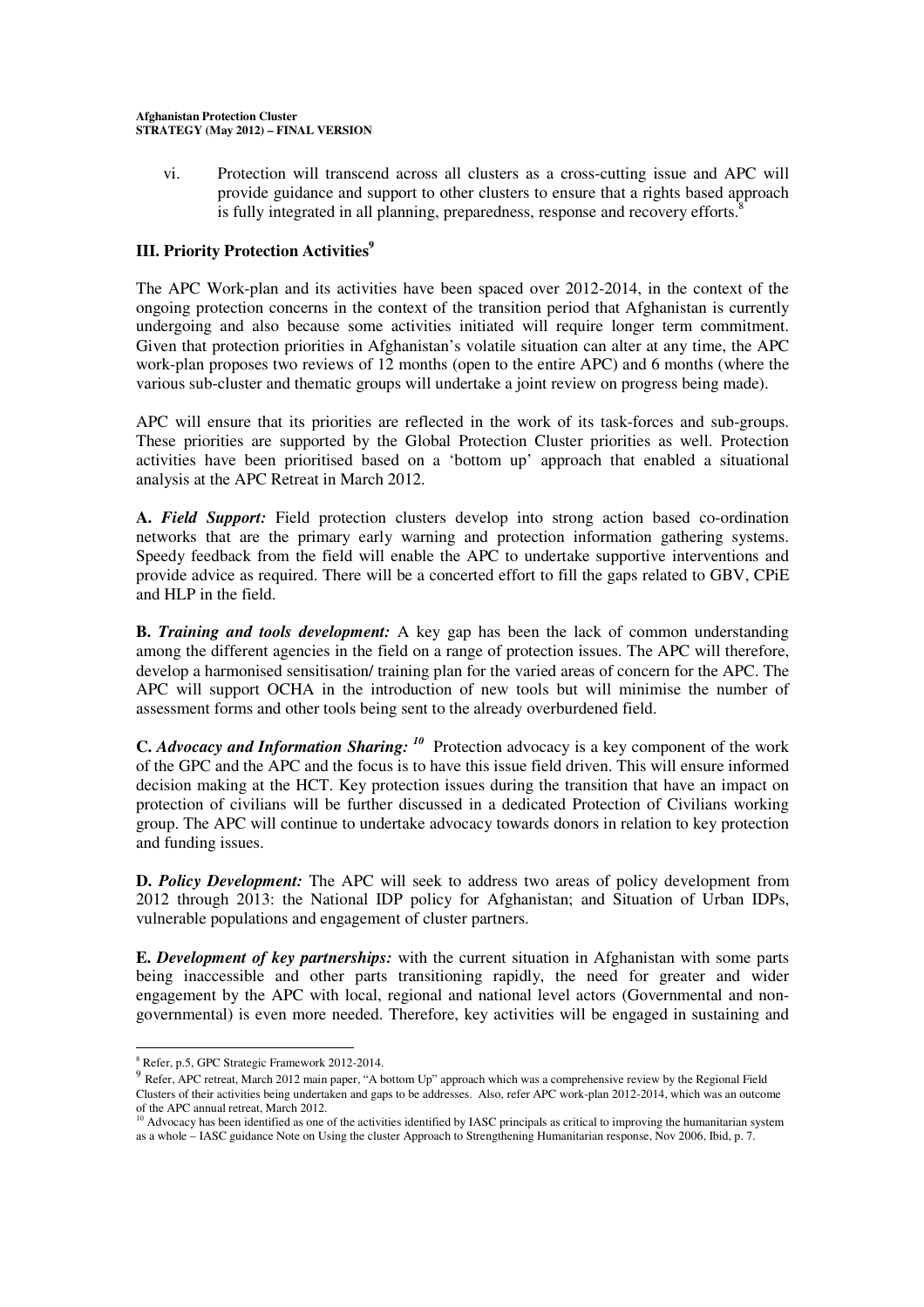vi. Protection will transcend across all clusters as a cross-cutting issue and APC will provide guidance and support to other clusters to ensure that a rights based approach is fully integrated in all planning, preparedness, response and recovery efforts.[8]

## III. Priority Protection Activities[9]

The APC Work-plan and its activities have been spaced over 2012-2014, in the context of the ongoing protection concerns in the context of the transition period that Afghanistan is currently undergoing and also because some activities initiated will require longer term commitment. Given that protection priorities in Afghanistan's volatile situation can alter at any time, the APC work-plan proposes two reviews of 12 months (open to the entire APC) and 6 months (where the various sub-cluster and thematic groups will undertake a joint review on progress being made).

APC will ensure that its priorities are reflected in the work of its task-forces and sub-groups. These priorities are supported by the Global Protection Cluster priorities as well. Protection activities have been prioritised based on a 'bottom up' approach that enabled a situational analysis at the APC Retreat in March 2012.

**A.** ***Field Support:*** Field protection clusters develop into strong action based co-ordination networks that are the primary early warning and protection information gathering systems. Speedy feedback from the field will enable the APC to undertake supportive interventions and provide advice as required. There will be a concerted effort to fill the gaps related to GBV, CPiE and HLP in the field.

**B.** ***Training and tools development:*** A key gap has been the lack of common understanding among the different agencies in the field on a range of protection issues. The APC will therefore, develop a harmonised sensitisation/ training plan for the varied areas of concern for the APC. The APC will support OCHA in the introduction of new tools but will minimise the number of assessment forms and other tools being sent to the already overburdened field.

**C.** ***Advocacy and Information Sharing:***[10] Protection advocacy is a key component of the work of the GPC and the APC and the focus is to have this issue field driven. This will ensure informed decision making at the HCT. Key protection issues during the transition that have an impact on protection of civilians will be further discussed in a dedicated Protection of Civilians working group. The APC will continue to undertake advocacy towards donors in relation to key protection and funding issues.

**D.** ***Policy Development:*** The APC will seek to address two areas of policy development from 2012 through 2013: the National IDP policy for Afghanistan; and Situation of Urban IDPs, vulnerable populations and engagement of cluster partners.

**E.** ***Development of key partnerships:*** with the current situation in Afghanistan with some parts being inaccessible and other parts transitioning rapidly, the need for greater and wider engagement by the APC with local, regional and national level actors (Governmental and non-governmental) is even more needed. Therefore, key activities will be engaged in sustaining and

---

[8] Refer, p.5, GPC Strategic Framework 2012-2014.

[9] Refer, APC retreat, March 2012 main paper, "A bottom Up" approach which was a comprehensive review by the Regional Field Clusters of their activities being undertaken and gaps to be addresses. Also, refer APC work-plan 2012-2014, which was an outcome of the APC annual retreat, March 2012.

[10] Advocacy has been identified as one of the activities identified by IASC principals as critical to improving the humanitarian system as a whole – IASC guidance Note on Using the cluster Approach to Strengthening Humanitarian response, Nov 2006, Ibid, p. 7.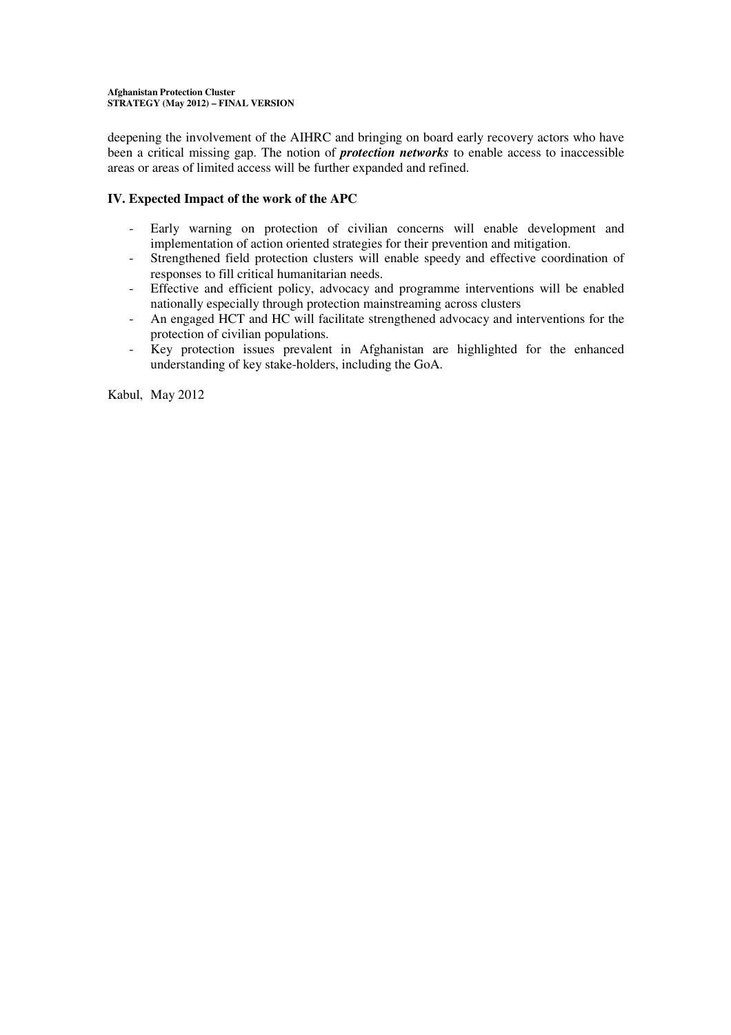deepening the involvement of the AIHRC and bringing on board early recovery actors who have been a critical missing gap. The notion of ***protection networks*** to enable access to inaccessible areas or areas of limited access will be further expanded and refined.

## IV. Expected Impact of the work of the APC

- Early warning on protection of civilian concerns will enable development and implementation of action oriented strategies for their prevention and mitigation.
- Strengthened field protection clusters will enable speedy and effective coordination of responses to fill critical humanitarian needs.
- Effective and efficient policy, advocacy and programme interventions will be enabled nationally especially through protection mainstreaming across clusters
- An engaged HCT and HC will facilitate strengthened advocacy and interventions for the protection of civilian populations.
- Key protection issues prevalent in Afghanistan are highlighted for the enhanced understanding of key stake-holders, including the GoA.

Kabul, May 2012